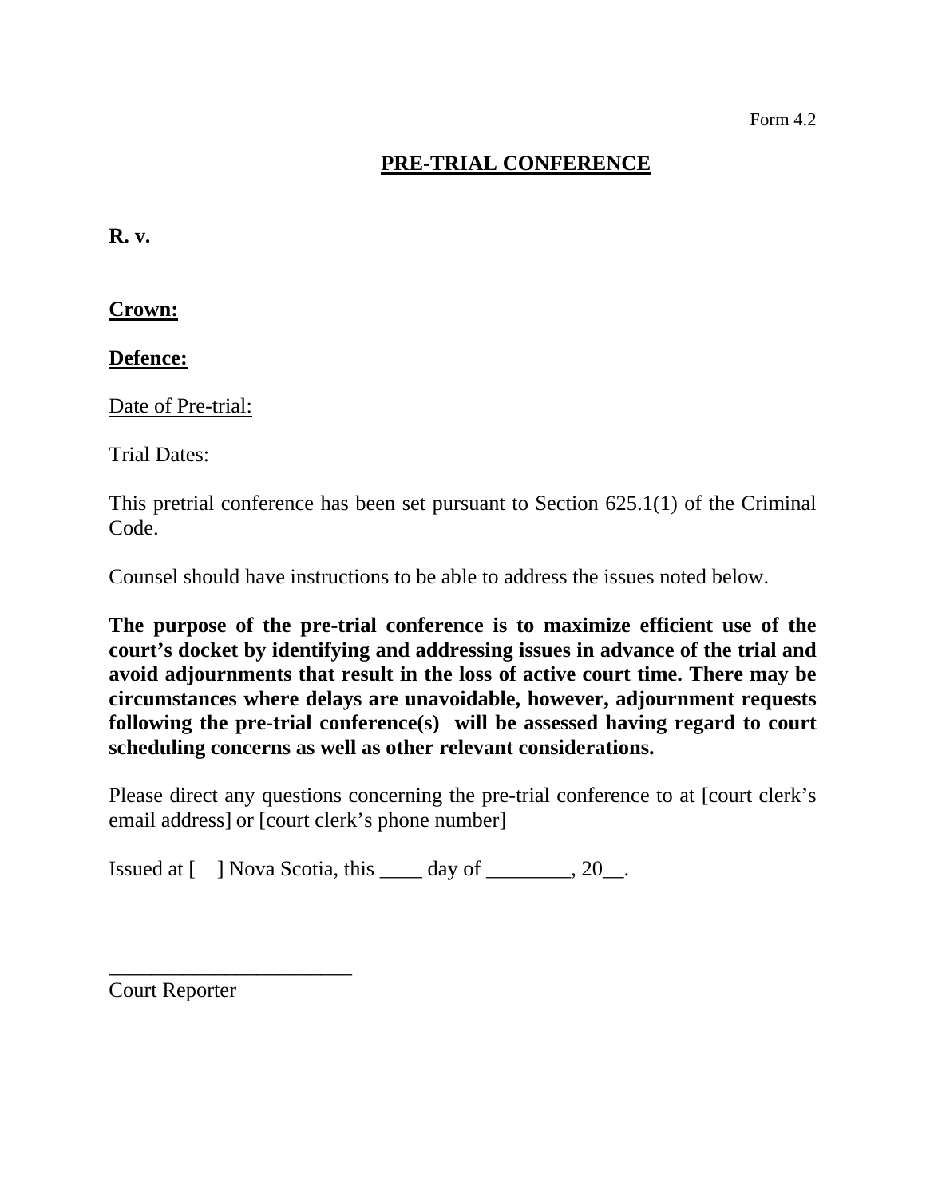Form 4.2

## PRE-TRIAL CONFERENCE

**R. v.**

**Crown:**

**Defence:**

Date of Pre-trial:

Trial Dates:

This pretrial conference has been set pursuant to Section 625.1(1) of the Criminal Code.

Counsel should have instructions to be able to address the issues noted below.

**The purpose of the pre-trial conference is to maximize efficient use of the court's docket by identifying and addressing issues in advance of the trial and avoid adjournments that result in the loss of active court time. There may be circumstances where delays are unavoidable, however, adjournment requests following the pre-trial conference(s) will be assessed having regard to court scheduling concerns as well as other relevant considerations.**

Please direct any questions concerning the pre-trial conference to at [court clerk's email address] or [court clerk's phone number]

Issued at [ ] Nova Scotia, this ____ day of ________, 20__.

________________________
Court Reporter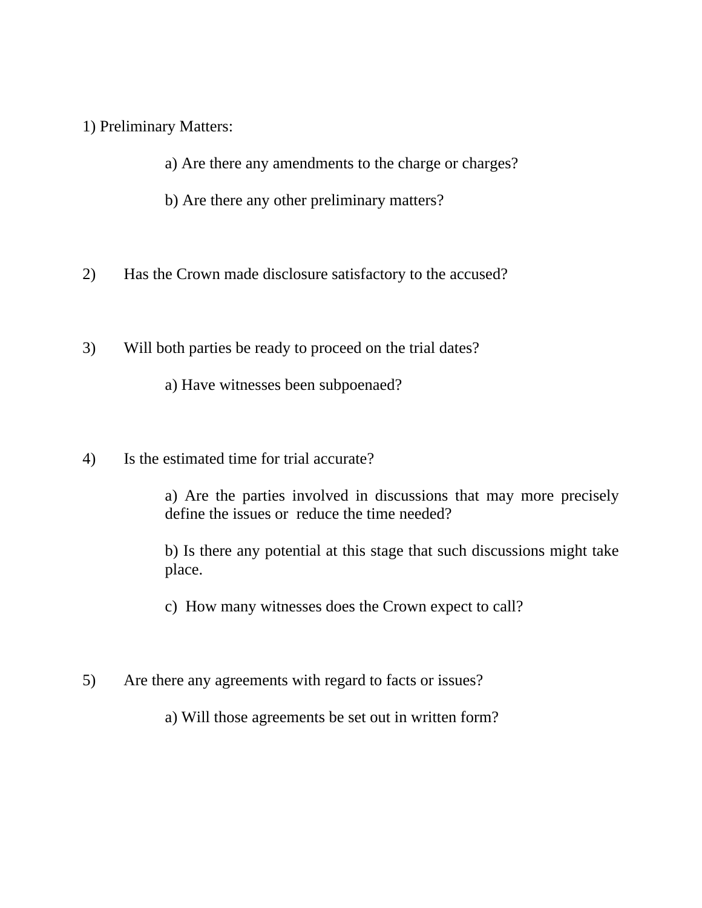1) Preliminary Matters:

   a) Are there any amendments to the charge or charges?

   b) Are there any other preliminary matters?

2) Has the Crown made disclosure satisfactory to the accused?

3) Will both parties be ready to proceed on the trial dates?

   a) Have witnesses been subpoenaed?

4) Is the estimated time for trial accurate?

   a) Are the parties involved in discussions that may more precisely define the issues or reduce the time needed?

   b) Is there any potential at this stage that such discussions might take place.

   c) How many witnesses does the Crown expect to call?

5) Are there any agreements with regard to facts or issues?

   a) Will those agreements be set out in written form?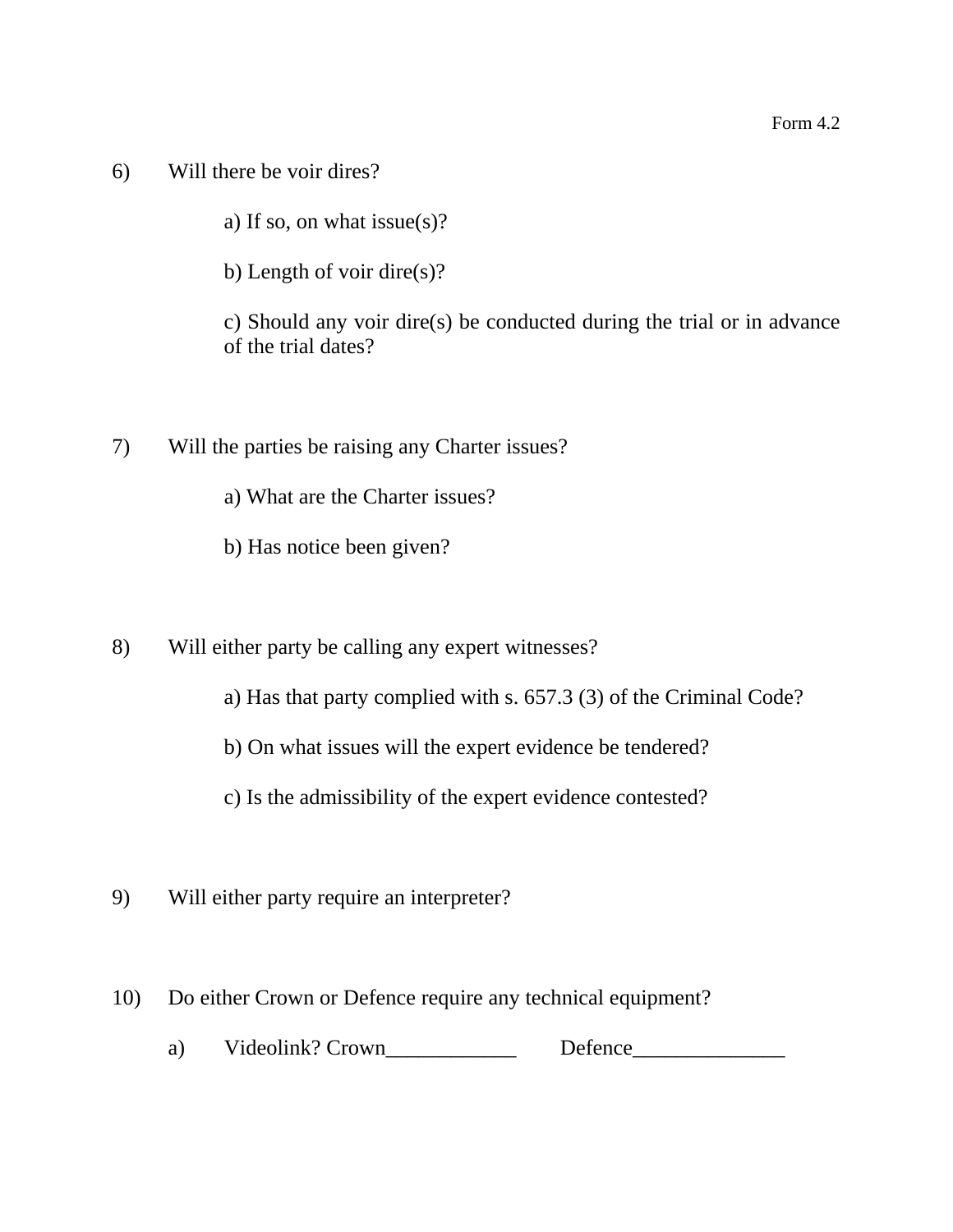Form 4.2

6) Will there be voir dires?

   a) If so, on what issue(s)?

   b) Length of voir dire(s)?

   c) Should any voir dire(s) be conducted during the trial or in advance of the trial dates?

7) Will the parties be raising any Charter issues?

   a) What are the Charter issues?

   b) Has notice been given?

8) Will either party be calling any expert witnesses?

   a) Has that party complied with s. 657.3 (3) of the Criminal Code?

   b) On what issues will the expert evidence be tendered?

   c) Is the admissibility of the expert evidence contested?

9) Will either party require an interpreter?

10) Do either Crown or Defence require any technical equipment?

   a) Videolink? Crown____________ Defence______________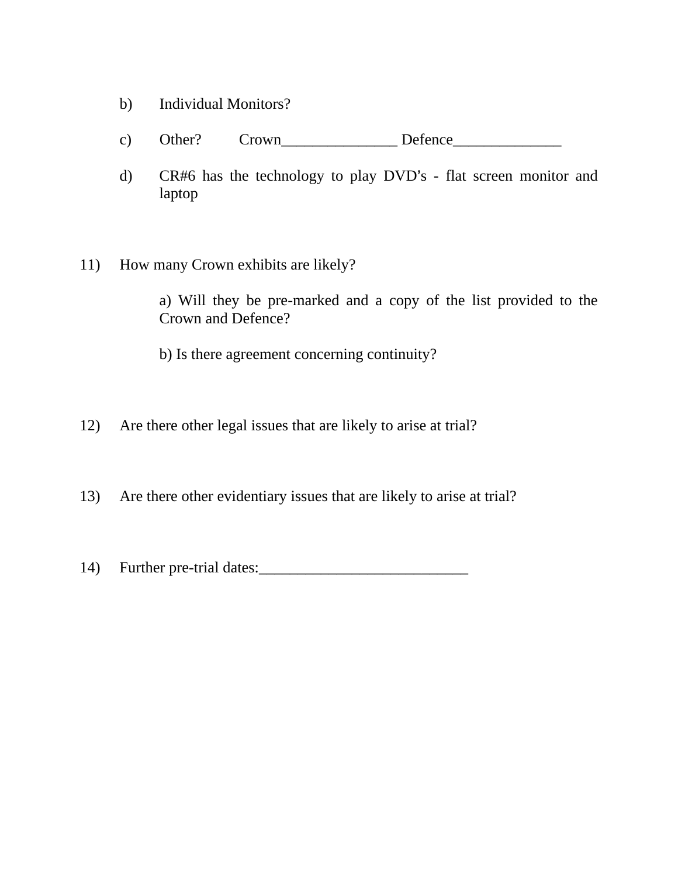b) Individual Monitors?

c) Other? Crown_______________ Defence______________

d) CR#6 has the technology to play DVD's - flat screen monitor and laptop

11) How many Crown exhibits are likely?

a) Will they be pre-marked and a copy of the list provided to the Crown and Defence?

b) Is there agreement concerning continuity?

12) Are there other legal issues that are likely to arise at trial?

13) Are there other evidentiary issues that are likely to arise at trial?

14) Further pre-trial dates:___________________________